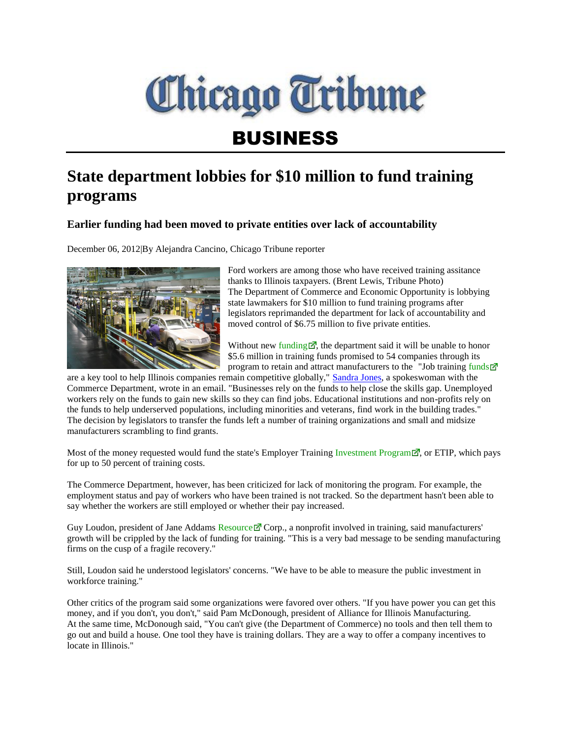# Chicago Tribune

## BUSINESS

# State department lobbies for $10 million to fund training programs

### Earlier funding had been moved to private entities over lack of accountability

December 06, 2012|By Alejandra Cancino, Chicago Tribune reporter

Ford workers are among those who have received training assitance thanks to Illinois taxpayers. (Brent Lewis, Tribune Photo)

The Department of Commerce and Economic Opportunity is lobbying state lawmakers for $10 million to fund training programs after legislators reprimanded the department for lack of accountability and moved control of $6.75 million to five private entities.

Without new funding, the department said it will be unable to honor $5.6 million in training funds promised to 54 companies through its program to retain and attract manufacturers to the "Job training funds are a key tool to help Illinois companies remain competitive globally," Sandra Jones, a spokeswoman with the Commerce Department, wrote in an email. "Businesses rely on the funds to help close the skills gap. Unemployed workers rely on the funds to gain new skills so they can find jobs. Educational institutions and non-profits rely on the funds to help underserved populations, including minorities and veterans, find work in the building trades." The decision by legislators to transfer the funds left a number of training organizations and small and midsize manufacturers scrambling to find grants.

Most of the money requested would fund the state's Employer Training Investment Program, or ETIP, which pays for up to 50 percent of training costs.

The Commerce Department, however, has been criticized for lack of monitoring the program. For example, the employment status and pay of workers who have been trained is not tracked. So the department hasn't been able to say whether the workers are still employed or whether their pay increased.

Guy Loudon, president of Jane Addams Resource Corp., a nonprofit involved in training, said manufacturers' growth will be crippled by the lack of funding for training. "This is a very bad message to be sending manufacturing firms on the cusp of a fragile recovery."

Still, Loudon said he understood legislators' concerns. "We have to be able to measure the public investment in workforce training."

Other critics of the program said some organizations were favored over others. "If you have power you can get this money, and if you don't, you don't," said Pam McDonough, president of Alliance for Illinois Manufacturing. At the same time, McDonough said, "You can't give (the Department of Commerce) no tools and then tell them to go out and build a house. One tool they have is training dollars. They are a way to offer a company incentives to locate in Illinois."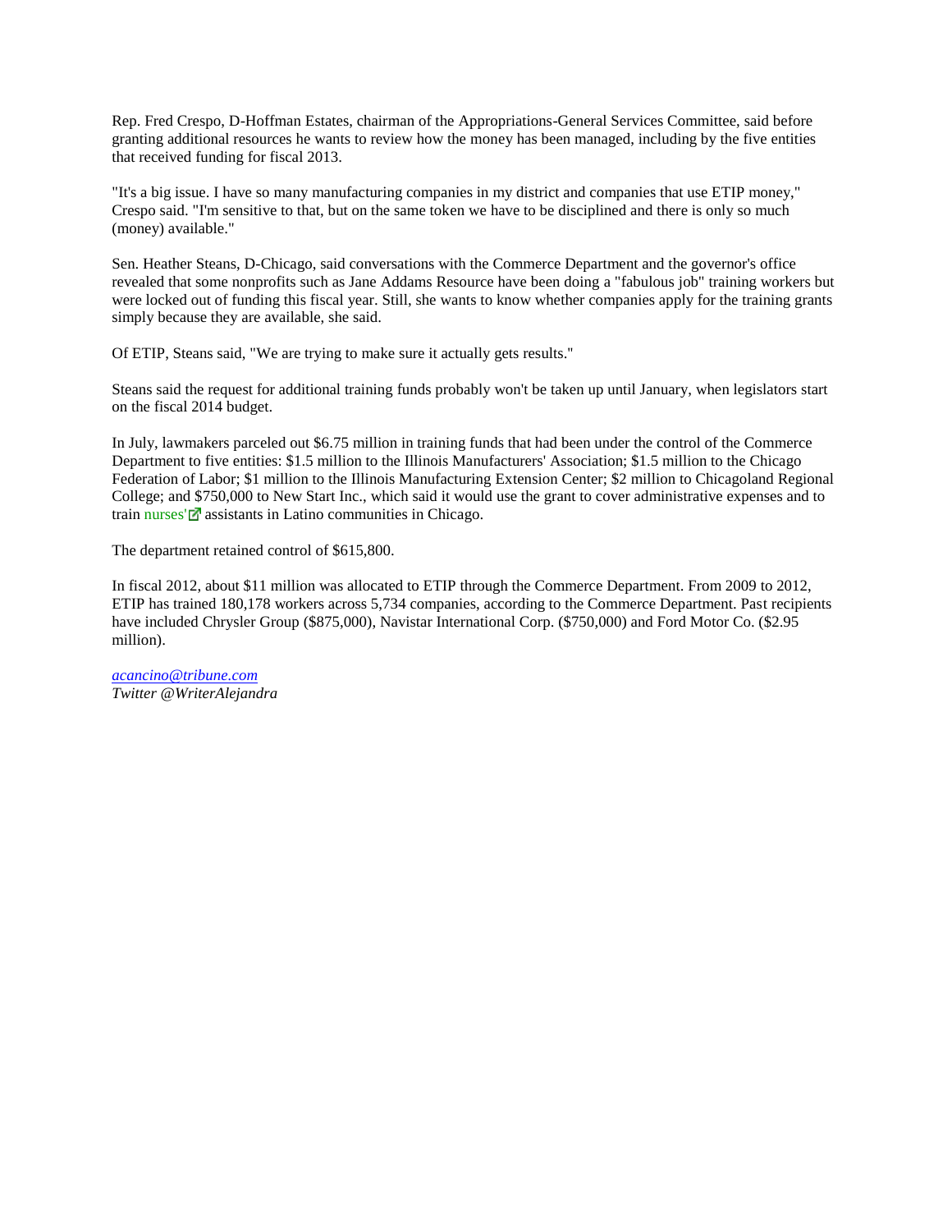Rep. Fred Crespo, D-Hoffman Estates, chairman of the Appropriations-General Services Committee, said before granting additional resources he wants to review how the money has been managed, including by the five entities that received funding for fiscal 2013.

"It's a big issue. I have so many manufacturing companies in my district and companies that use ETIP money," Crespo said. "I'm sensitive to that, but on the same token we have to be disciplined and there is only so much (money) available."

Sen. Heather Steans, D-Chicago, said conversations with the Commerce Department and the governor's office revealed that some nonprofits such as Jane Addams Resource have been doing a "fabulous job" training workers but were locked out of funding this fiscal year. Still, she wants to know whether companies apply for the training grants simply because they are available, she said.

Of ETIP, Steans said, "We are trying to make sure it actually gets results."

Steans said the request for additional training funds probably won't be taken up until January, when legislators start on the fiscal 2014 budget.

In July, lawmakers parceled out $6.75 million in training funds that had been under the control of the Commerce Department to five entities: $1.5 million to the Illinois Manufacturers' Association; $1.5 million to the Chicago Federation of Labor; $1 million to the Illinois Manufacturing Extension Center; $2 million to Chicagoland Regional College; and $750,000 to New Start Inc., which said it would use the grant to cover administrative expenses and to train nurses' assistants in Latino communities in Chicago.

The department retained control of $615,800.

In fiscal 2012, about $11 million was allocated to ETIP through the Commerce Department. From 2009 to 2012, ETIP has trained 180,178 workers across 5,734 companies, according to the Commerce Department. Past recipients have included Chrysler Group ($875,000), Navistar International Corp. ($750,000) and Ford Motor Co. ($2.95 million).

*acancino@tribune.com*
*Twitter @WriterAlejandra*